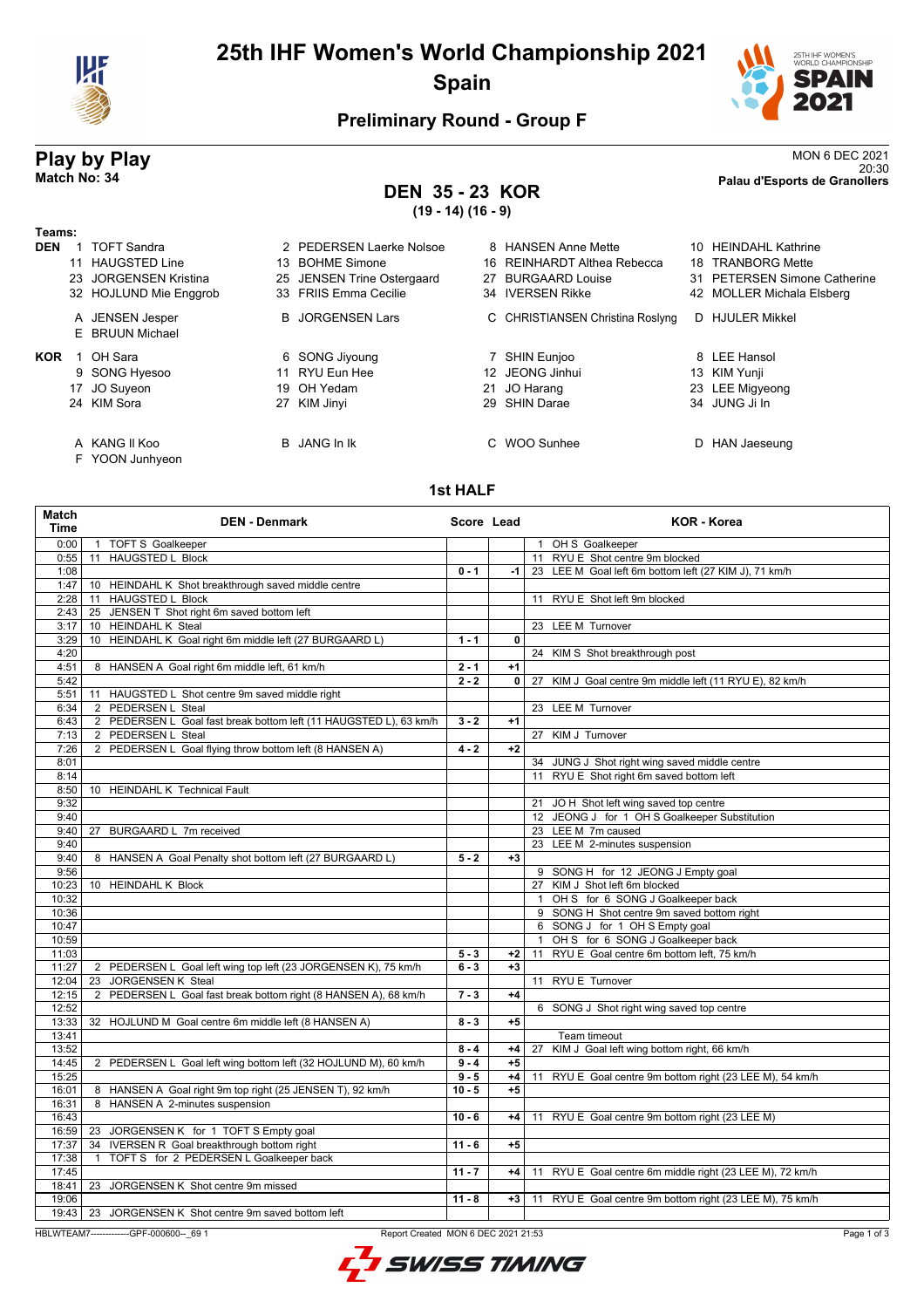# 25th IHF Women's World Championship 2021

## Spain

### Preliminary Round - Group F

## Play by Play

**Match No: 34**

MON 6 DEC 2021
20:30
**Palau d'Esports de Granollers**

## DEN 35 - 23 KOR

**(19 - 14) (16 - 9)**

**Teams:**

**DEN**
1 TOFT Sandra
2 PEDERSEN Laerke Nolsoe
8 HANSEN Anne Mette
10 HEINDAHL Kathrine
11 HAUGSTED Line
13 BOHME Simone
16 REINHARDT Althea Rebecca
18 TRANBORG Mette
23 JORGENSEN Kristina
25 JENSEN Trine Ostergaard
27 BURGAARD Louise
31 PETERSEN Simone Catherine
32 HOJLUND Mie Enggrob
33 FRIIS Emma Cecilie
34 IVERSEN Rikke
42 MOLLER Michala Elsberg

A JENSEN Jesper
B JORGENSEN Lars
C CHRISTIANSEN Christina Roslyng
D HJULER Mikkel
E BRUUN Michael

**KOR**
1 OH Sara
6 SONG Jiyoung
7 SHIN Eunjoo
8 LEE Hansol
9 SONG Hyesoo
11 RYU Eun Hee
12 JEONG Jinhui
13 KIM Yunji
17 JO Suyeon
19 OH Yedam
21 JO Harang
23 LEE Migyeong
24 KIM Sora
27 KIM Jinyi
29 SHIN Darae
34 JUNG Ji In

A KANG Il Koo
B JANG In Ik
C WOO Sunhee
D HAN Jaeseung
F YOON Junhyeon

### 1st HALF

| Match Time | DEN - Denmark | Score | Lead | KOR - Korea |
|---|---|---|---|---|
| 0:00 | 1 TOFT S Goalkeeper | | | 1 OH S Goalkeeper |
| 0:55 | 11 HAUGSTED L Block | | | 11 RYU E Shot centre 9m blocked |
| 1:08 | | 0 - 1 | -1 | 23 LEE M Goal left 6m bottom left (27 KIM J), 71 km/h |
| 1:47 | 10 HEINDAHL K Shot breakthrough saved middle centre | | | |
| 2:28 | 11 HAUGSTED L Block | | | 11 RYU E Shot left 9m blocked |
| 2:43 | 25 JENSEN T Shot right 6m saved bottom left | | | |
| 3:17 | 10 HEINDAHL K Steal | | | 23 LEE M Turnover |
| 3:29 | 10 HEINDAHL K Goal right 6m middle left (27 BURGAARD L) | 1 - 1 | 0 | |
| 4:20 | | | | 24 KIM S Shot breakthrough post |
| 4:51 | 8 HANSEN A Goal right 6m middle left, 61 km/h | 2 - 1 | +1 | |
| 5:42 | | 2 - 2 | 0 | 27 KIM J Goal centre 9m middle left (11 RYU E), 82 km/h |
| 5:51 | 11 HAUGSTED L Shot centre 9m saved middle right | | | |
| 6:34 | 2 PEDERSEN L Steal | | | 23 LEE M Turnover |
| 6:43 | 2 PEDERSEN L Goal fast break bottom left (11 HAUGSTED L), 63 km/h | 3 - 2 | +1 | |
| 7:13 | 2 PEDERSEN L Steal | | | 27 KIM J Turnover |
| 7:26 | 2 PEDERSEN L Goal flying throw bottom left (8 HANSEN A) | 4 - 2 | +2 | |
| 8:01 | | | | 34 JUNG J Shot right wing saved middle centre |
| 8:14 | | | | 11 RYU E Shot right 6m saved bottom left |
| 8:50 | 10 HEINDAHL K Technical Fault | | | |
| 9:32 | | | | 21 JO H Shot left wing saved top centre |
| 9:40 | | | | 12 JEONG J for 1 OH S Goalkeeper Substitution |
| 9:40 | 27 BURGAARD L 7m received | | | 23 LEE M 7m caused |
| 9:40 | | | | 23 LEE M 2-minutes suspension |
| 9:40 | 8 HANSEN A Goal Penalty shot bottom left (27 BURGAARD L) | 5 - 2 | +3 | |
| 9:56 | | | | 9 SONG H for 12 JEONG J Empty goal |
| 10:23 | 10 HEINDAHL K Block | | | 27 KIM J Shot left 6m blocked |
| 10:32 | | | | 1 OH S for 6 SONG J Goalkeeper back |
| 10:36 | | | | 9 SONG H Shot centre 9m saved bottom right |
| 10:47 | | | | 6 SONG J for 1 OH S Empty goal |
| 10:59 | | | | 1 OH S for 6 SONG J Goalkeeper back |
| 11:03 | | 5 - 3 | +2 | 11 RYU E Goal centre 6m bottom left, 75 km/h |
| 11:27 | 2 PEDERSEN L Goal left wing top left (23 JORGENSEN K), 75 km/h | 6 - 3 | +3 | |
| 12:04 | 23 JORGENSEN K Steal | | | 11 RYU E Turnover |
| 12:15 | 2 PEDERSEN L Goal fast break bottom right (8 HANSEN A), 68 km/h | 7 - 3 | +4 | |
| 12:52 | | | | 6 SONG J Shot right wing saved top centre |
| 13:33 | 32 HOJLUND M Goal centre 6m middle left (8 HANSEN A) | 8 - 3 | +5 | |
| 13:41 | | | | Team timeout |
| 13:52 | | 8 - 4 | +4 | 27 KIM J Goal left wing bottom right, 66 km/h |
| 14:45 | 2 PEDERSEN L Goal left wing bottom left (32 HOJLUND M), 60 km/h | 9 - 4 | +5 | |
| 15:25 | | 9 - 5 | +4 | 11 RYU E Goal centre 9m bottom right (23 LEE M), 54 km/h |
| 16:01 | 8 HANSEN A Goal right 9m top right (25 JENSEN T), 92 km/h | 10 - 5 | +5 | |
| 16:31 | 8 HANSEN A 2-minutes suspension | | | |
| 16:43 | | 10 - 6 | +4 | 11 RYU E Goal centre 9m bottom right (23 LEE M) |
| 16:59 | 23 JORGENSEN K for 1 TOFT S Empty goal | | | |
| 17:37 | 34 IVERSEN R Goal breakthrough bottom right | 11 - 6 | +5 | |
| 17:38 | 1 TOFT S for 2 PEDERSEN L Goalkeeper back | | | |
| 17:45 | | 11 - 7 | +4 | 11 RYU E Goal centre 6m middle right (23 LEE M), 72 km/h |
| 18:41 | 23 JORGENSEN K Shot centre 9m missed | | | |
| 19:06 | | 11 - 8 | +3 | 11 RYU E Goal centre 9m bottom right (23 LEE M), 75 km/h |
| 19:43 | 23 JORGENSEN K Shot centre 9m saved bottom left | | | |

HBLWTEAM7-------------GPF-000600--_69 1 Report Created MON 6 DEC 2021 21:53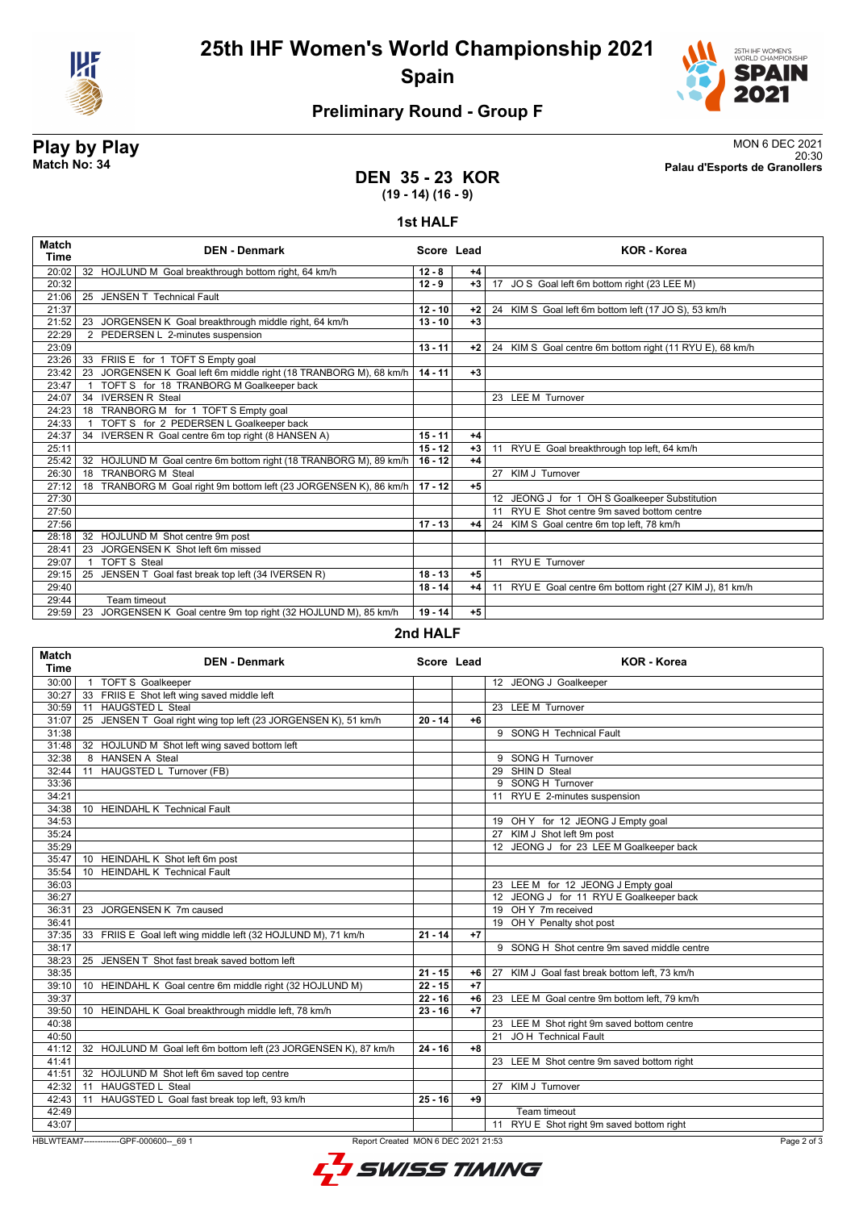# 25th IHF Women's World Championship 2021

## Spain

### Preliminary Round - Group F

**Play by Play**
**Match No: 34**

MON 6 DEC 2021
20:30
**Palau d'Esports de Granollers**

## DEN 35 - 23 KOR
**(19 - 14) (16 - 9)**

### 1st HALF

| Match Time | DEN - Denmark | Score | Lead | KOR - Korea |
|---|---|---|---|---|
| 20:02 | 32 HOJLUND M Goal breakthrough bottom right, 64 km/h | 12 - 8 | +4 | |
| 20:32 | | 12 - 9 | +3 | 17 JO S Goal left 6m bottom right (23 LEE M) |
| 21:06 | 25 JENSEN T Technical Fault | | | |
| 21:37 | | 12 - 10 | +2 | 24 KIM S Goal left 6m bottom left (17 JO S), 53 km/h |
| 21:52 | 23 JORGENSEN K Goal breakthrough middle right, 64 km/h | 13 - 10 | +3 | |
| 22:29 | 2 PEDERSEN L 2-minutes suspension | | | |
| 23:09 | | 13 - 11 | +2 | 24 KIM S Goal centre 6m bottom right (11 RYU E), 68 km/h |
| 23:26 | 33 FRIIS E for 1 TOFT S Empty goal | | | |
| 23:42 | 23 JORGENSEN K Goal left 6m middle right (18 TRANBORG M), 68 km/h | 14 - 11 | +3 | |
| 23:47 | 1 TOFT S for 18 TRANBORG M Goalkeeper back | | | |
| 24:07 | 34 IVERSEN R Steal | | | 23 LEE M Turnover |
| 24:23 | 18 TRANBORG M for 1 TOFT S Empty goal | | | |
| 24:33 | 1 TOFT S for 2 PEDERSEN L Goalkeeper back | | | |
| 24:37 | 34 IVERSEN R Goal centre 6m top right (8 HANSEN A) | 15 - 11 | +4 | |
| 25:11 | | 15 - 12 | +3 | 11 RYU E Goal breakthrough top left, 64 km/h |
| 25:42 | 32 HOJLUND M Goal centre 6m bottom right (18 TRANBORG M), 89 km/h | 16 - 12 | +4 | |
| 26:30 | 18 TRANBORG M Steal | | | 27 KIM J Turnover |
| 27:12 | 18 TRANBORG M Goal right 9m bottom left (23 JORGENSEN K), 86 km/h | 17 - 12 | +5 | |
| 27:30 | | | | 12 JEONG J for 1 OH S Goalkeeper Substitution |
| 27:50 | | | | 11 RYU E Shot centre 9m saved bottom centre |
| 27:56 | | 17 - 13 | +4 | 24 KIM S Goal centre 6m top left, 78 km/h |
| 28:18 | 32 HOJLUND M Shot centre 9m post | | | |
| 28:41 | 23 JORGENSEN K Shot left 6m missed | | | |
| 29:07 | 1 TOFT S Steal | | | 11 RYU E Turnover |
| 29:15 | 25 JENSEN T Goal fast break top left (34 IVERSEN R) | 18 - 13 | +5 | |
| 29:40 | | 18 - 14 | +4 | 11 RYU E Goal centre 6m bottom right (27 KIM J), 81 km/h |
| 29:44 | Team timeout | | | |
| 29:59 | 23 JORGENSEN K Goal centre 9m top right (32 HOJLUND M), 85 km/h | 19 - 14 | +5 | |

### 2nd HALF

| Match Time | DEN - Denmark | Score | Lead | KOR - Korea |
|---|---|---|---|---|
| 30:00 | 1 TOFT S Goalkeeper | | | 12 JEONG J Goalkeeper |
| 30:27 | 33 FRIIS E Shot left wing saved middle left | | | |
| 30:59 | 11 HAUGSTED L Steal | | | 23 LEE M Turnover |
| 31:07 | 25 JENSEN T Goal right wing top left (23 JORGENSEN K), 51 km/h | 20 - 14 | +6 | |
| 31:38 | | | | 9 SONG H Technical Fault |
| 31:48 | 32 HOJLUND M Shot left wing saved bottom left | | | |
| 32:38 | 8 HANSEN A Steal | | | 9 SONG H Turnover |
| 32:44 | 11 HAUGSTED L Turnover (FB) | | | 29 SHIN D Steal |
| 33:36 | | | | 9 SONG H Turnover |
| 34:21 | | | | 11 RYU E 2-minutes suspension |
| 34:38 | 10 HEINDAHL K Technical Fault | | | |
| 34:53 | | | | 19 OH Y for 12 JEONG J Empty goal |
| 35:24 | | | | 27 KIM J Shot left 9m post |
| 35:29 | | | | 12 JEONG J for 23 LEE M Goalkeeper back |
| 35:47 | 10 HEINDAHL K Shot left 6m post | | | |
| 35:54 | 10 HEINDAHL K Technical Fault | | | |
| 36:03 | | | | 23 LEE M for 12 JEONG J Empty goal |
| 36:27 | | | | 12 JEONG J for 11 RYU E Goalkeeper back |
| 36:31 | 23 JORGENSEN K 7m caused | | | 19 OH Y 7m received |
| 36:41 | | | | 19 OH Y Penalty shot post |
| 37:35 | 33 FRIIS E Goal left wing middle left (32 HOJLUND M), 71 km/h | 21 - 14 | +7 | |
| 38:17 | | | | 9 SONG H Shot centre 9m saved middle centre |
| 38:23 | 25 JENSEN T Shot fast break saved bottom left | | | |
| 38:35 | | 21 - 15 | +6 | 27 KIM J Goal fast break bottom left, 73 km/h |
| 39:10 | 10 HEINDAHL K Goal centre 6m middle right (32 HOJLUND M) | 22 - 15 | +7 | |
| 39:37 | | 22 - 16 | +6 | 23 LEE M Goal centre 9m bottom left, 79 km/h |
| 39:50 | 10 HEINDAHL K Goal breakthrough middle left, 78 km/h | 23 - 16 | +7 | |
| 40:38 | | | | 23 LEE M Shot right 9m saved bottom centre |
| 40:50 | | | | 21 JO H Technical Fault |
| 41:12 | 32 HOJLUND M Goal left 6m bottom left (23 JORGENSEN K), 87 km/h | 24 - 16 | +8 | |
| 41:41 | | | | 23 LEE M Shot centre 9m saved bottom right |
| 41:51 | 32 HOJLUND M Shot left 6m saved top centre | | | |
| 42:32 | 11 HAUGSTED L Steal | | | 27 KIM J Turnover |
| 42:43 | 11 HAUGSTED L Goal fast break top left, 93 km/h | 25 - 16 | +9 | |
| 42:49 | | | | Team timeout |
| 43:07 | | | | 11 RYU E Shot right 9m saved bottom right |

HBLWTEAM7-------------GPF-000600--_69 1 Report Created MON 6 DEC 2021 21:53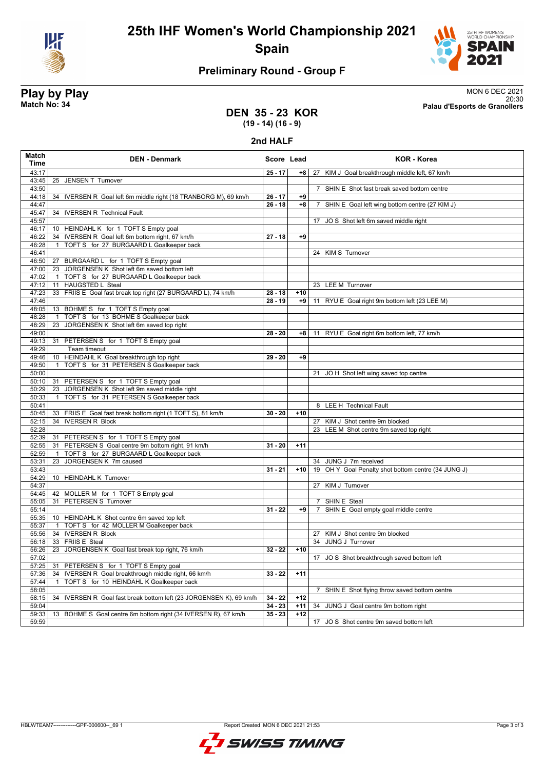# 25th IHF Women's World Championship 2021

## Spain

### Preliminary Round - Group F

**Play by Play**
**Match No: 34**

MON 6 DEC 2021
20:30
**Palau d'Esports de Granollers**

## DEN 35 - 23 KOR

**(19 - 14) (16 - 9)**

### 2nd HALF

| Match Time | DEN - Denmark | Score | Lead | KOR - Korea |
|---|---|---|---|---|
| 43:17 | | 25 - 17 | +8 | 27 KIM J Goal breakthrough middle left, 67 km/h |
| 43:45 | 25 JENSEN T Turnover | | | |
| 43:50 | | | | 7 SHIN E Shot fast break saved bottom centre |
| 44:18 | 34 IVERSEN R Goal left 6m middle right (18 TRANBORG M), 69 km/h | 26 - 17 | +9 | |
| 44:47 | | 26 - 18 | +8 | 7 SHIN E Goal left wing bottom centre (27 KIM J) |
| 45:47 | 34 IVERSEN R Technical Fault | | | |
| 45:57 | | | | 17 JO S Shot left 6m saved middle right |
| 46:17 | 10 HEINDAHL K for 1 TOFT S Empty goal | | | |
| 46:22 | 34 IVERSEN R Goal left 6m bottom right, 67 km/h | 27 - 18 | +9 | |
| 46:28 | 1 TOFT S for 27 BURGAARD L Goalkeeper back | | | |
| 46:41 | | | | 24 KIM S Turnover |
| 46:50 | 27 BURGAARD L for 1 TOFT S Empty goal | | | |
| 47:00 | 23 JORGENSEN K Shot left 6m saved bottom left | | | |
| 47:02 | 1 TOFT S for 27 BURGAARD L Goalkeeper back | | | |
| 47:12 | 11 HAUGSTED L Steal | | | 23 LEE M Turnover |
| 47:23 | 33 FRIIS E Goal fast break top right (27 BURGAARD L), 74 km/h | 28 - 18 | +10 | |
| 47:46 | | 28 - 19 | +9 | 11 RYU E Goal right 9m bottom left (23 LEE M) |
| 48:05 | 13 BOHME S for 1 TOFT S Empty goal | | | |
| 48:28 | 1 TOFT S for 13 BOHME S Goalkeeper back | | | |
| 48:29 | 23 JORGENSEN K Shot left 6m saved top right | | | |
| 49:00 | | 28 - 20 | +8 | 11 RYU E Goal right 6m bottom left, 77 km/h |
| 49:13 | 31 PETERSEN S for 1 TOFT S Empty goal | | | |
| 49:29 | Team timeout | | | |
| 49:46 | 10 HEINDAHL K Goal breakthrough top right | 29 - 20 | +9 | |
| 49:50 | 1 TOFT S for 31 PETERSEN S Goalkeeper back | | | |
| 50:00 | | | | 21 JO H Shot left wing saved top centre |
| 50:10 | 31 PETERSEN S for 1 TOFT S Empty goal | | | |
| 50:29 | 23 JORGENSEN K Shot left 9m saved middle right | | | |
| 50:33 | 1 TOFT S for 31 PETERSEN S Goalkeeper back | | | |
| 50:41 | | | | 8 LEE H Technical Fault |
| 50:45 | 33 FRIIS E Goal fast break bottom right (1 TOFT S), 81 km/h | 30 - 20 | +10 | |
| 52:15 | 34 IVERSEN R Block | | | 27 KIM J Shot centre 9m blocked |
| 52:28 | | | | 23 LEE M Shot centre 9m saved top right |
| 52:39 | 31 PETERSEN S for 1 TOFT S Empty goal | | | |
| 52:55 | 31 PETERSEN S Goal centre 9m bottom right, 91 km/h | 31 - 20 | +11 | |
| 52:59 | 1 TOFT S for 27 BURGAARD L Goalkeeper back | | | |
| 53:31 | 23 JORGENSEN K 7m caused | | | 34 JUNG J 7m received |
| 53:43 | | 31 - 21 | +10 | 19 OH Y Goal Penalty shot bottom centre (34 JUNG J) |
| 54:29 | 10 HEINDAHL K Turnover | | | |
| 54:37 | | | | 27 KIM J Turnover |
| 54:45 | 42 MOLLER M for 1 TOFT S Empty goal | | | |
| 55:05 | 31 PETERSEN S Turnover | | | 7 SHIN E Steal |
| 55:14 | | 31 - 22 | +9 | 7 SHIN E Goal empty goal middle centre |
| 55:35 | 10 HEINDAHL K Shot centre 6m saved top left | | | |
| 55:37 | 1 TOFT S for 42 MOLLER M Goalkeeper back | | | |
| 55:56 | 34 IVERSEN R Block | | | 27 KIM J Shot centre 9m blocked |
| 56:18 | 33 FRIIS E Steal | | | 34 JUNG J Turnover |
| 56:26 | 23 JORGENSEN K Goal fast break top right, 76 km/h | 32 - 22 | +10 | |
| 57:02 | | | | 17 JO S Shot breakthrough saved bottom left |
| 57:25 | 31 PETERSEN S for 1 TOFT S Empty goal | | | |
| 57:36 | 34 IVERSEN R Goal breakthrough middle right, 66 km/h | 33 - 22 | +11 | |
| 57:44 | 1 TOFT S for 10 HEINDAHL K Goalkeeper back | | | |
| 58:05 | | | | 7 SHIN E Shot flying throw saved bottom centre |
| 58:15 | 34 IVERSEN R Goal fast break bottom left (23 JORGENSEN K), 69 km/h | 34 - 22 | +12 | |
| 59:04 | | 34 - 23 | +11 | 34 JUNG J Goal centre 9m bottom right |
| 59:33 | 13 BOHME S Goal centre 6m bottom right (34 IVERSEN R), 67 km/h | 35 - 23 | +12 | |
| 59:59 | | | | 17 JO S Shot centre 9m saved bottom left |

HBLWTEAM7--------------GPF-000600--_69 1 Report Created MON 6 DEC 2021 21:53